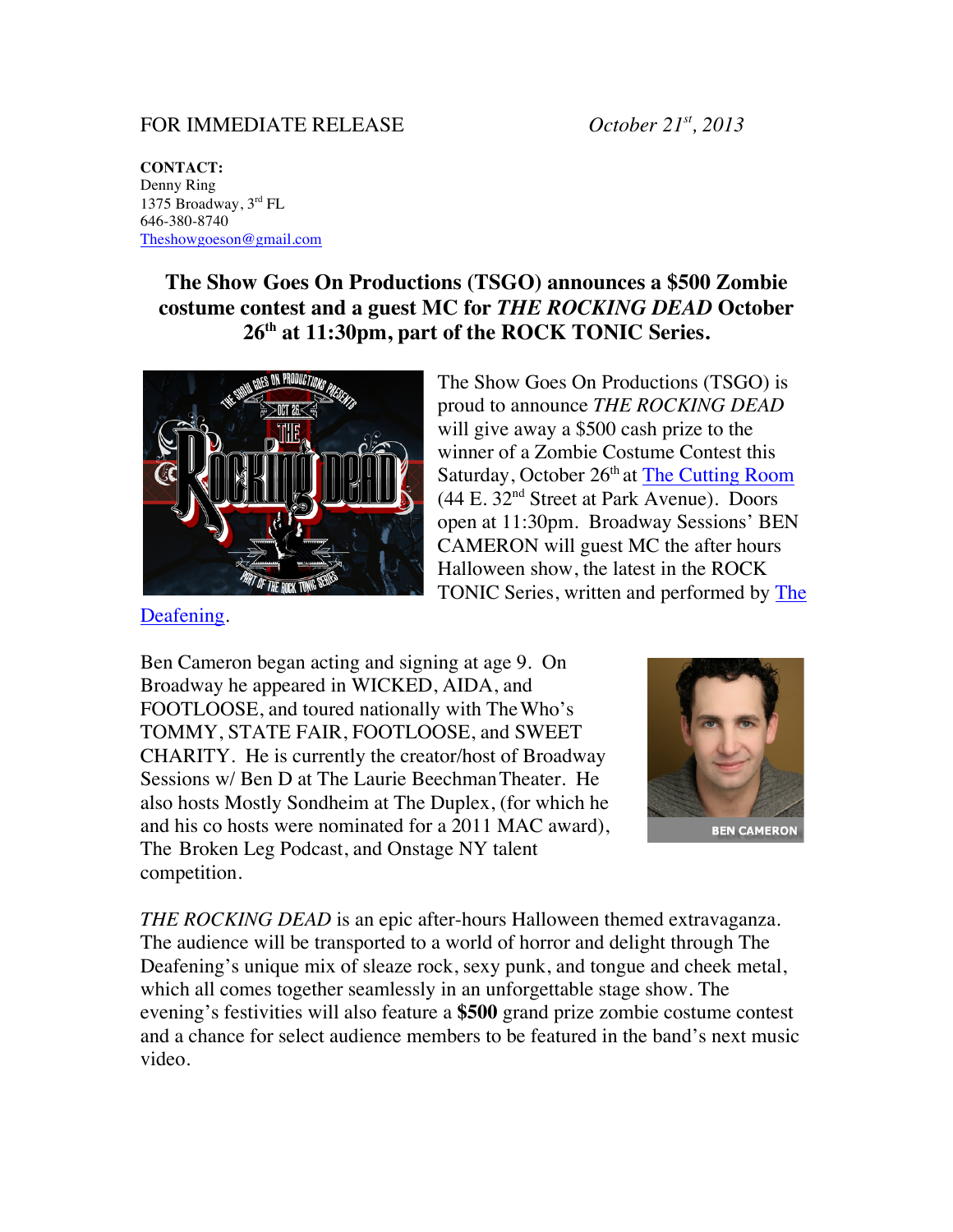FOR IMMEDIATE RELEASE *October 21st, 2013*

**CONTACT:**
Denny Ring
1375 Broadway, 3rd FL
646-380-8740
Theshowgoeson@gmail.com

## The Show Goes On Productions (TSGO) announces a $500 Zombie costume contest and a guest MC for *THE ROCKING DEAD* October 26th at 11:30pm, part of the ROCK TONIC Series.

The Show Goes On Productions (TSGO) is proud to announce *THE ROCKING DEAD* will give away a $500 cash prize to the winner of a Zombie Costume Contest this Saturday, October 26th at The Cutting Room (44 E. 32nd Street at Park Avenue). Doors open at 11:30pm. Broadway Sessions' BEN CAMERON will guest MC the after hours Halloween show, the latest in the ROCK TONIC Series, written and performed by The Deafening.

Ben Cameron began acting and signing at age 9. On Broadway he appeared in WICKED, AIDA, and FOOTLOOSE, and toured nationally with The Who's TOMMY, STATE FAIR, FOOTLOOSE, and SWEET CHARITY. He is currently the creator/host of Broadway Sessions w/ Ben D at The Laurie Beechman Theater. He also hosts Mostly Sondheim at The Duplex, (for which he and his co hosts were nominated for a 2011 MAC award), The Broken Leg Podcast, and Onstage NY talent competition.

*THE ROCKING DEAD* is an epic after-hours Halloween themed extravaganza. The audience will be transported to a world of horror and delight through The Deafening's unique mix of sleaze rock, sexy punk, and tongue and cheek metal, which all comes together seamlessly in an unforgettable stage show. The evening's festivities will also feature a **$500** grand prize zombie costume contest and a chance for select audience members to be featured in the band's next music video.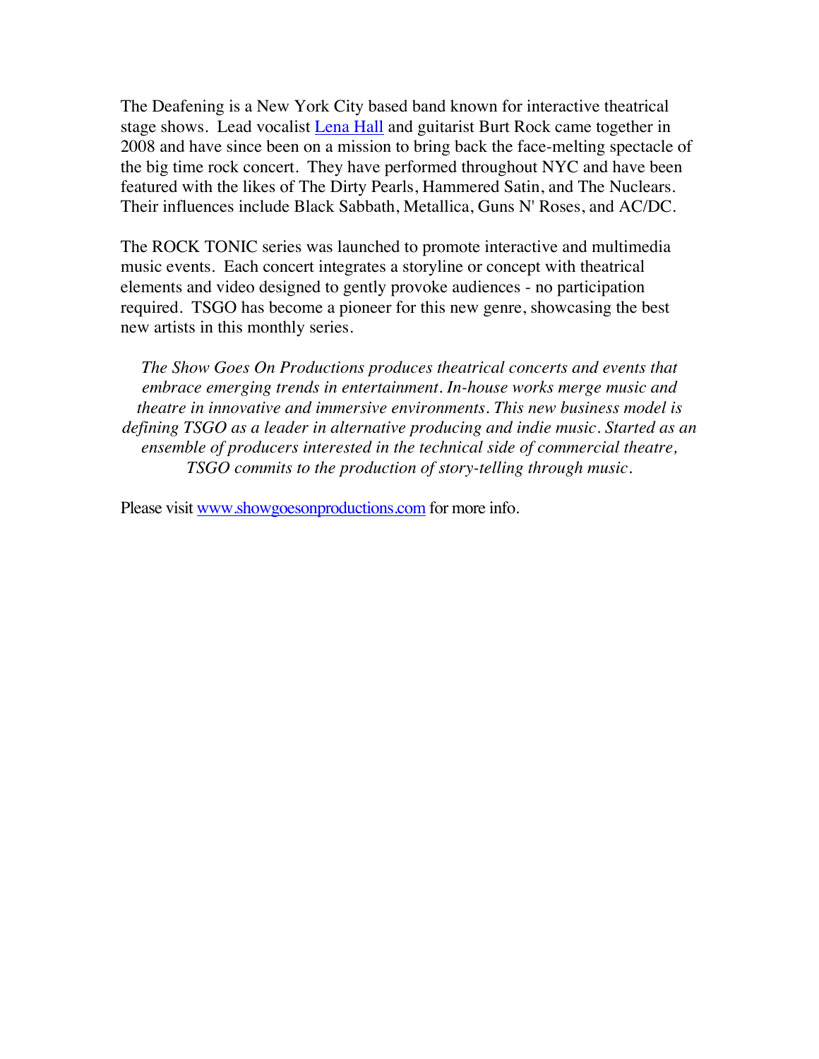The Deafening is a New York City based band known for interactive theatrical stage shows. Lead vocalist Lena Hall and guitarist Burt Rock came together in 2008 and have since been on a mission to bring back the face-melting spectacle of the big time rock concert. They have performed throughout NYC and have been featured with the likes of The Dirty Pearls, Hammered Satin, and The Nuclears. Their influences include Black Sabbath, Metallica, Guns N' Roses, and AC/DC.

The ROCK TONIC series was launched to promote interactive and multimedia music events. Each concert integrates a storyline or concept with theatrical elements and video designed to gently provoke audiences - no participation required. TSGO has become a pioneer for this new genre, showcasing the best new artists in this monthly series.

*The Show Goes On Productions produces theatrical concerts and events that embrace emerging trends in entertainment. In-house works merge music and theatre in innovative and immersive environments. This new business model is defining TSGO as a leader in alternative producing and indie music. Started as an ensemble of producers interested in the technical side of commercial theatre, TSGO commits to the production of story-telling through music.*

Please visit www.showgoesonproductions.com for more info.